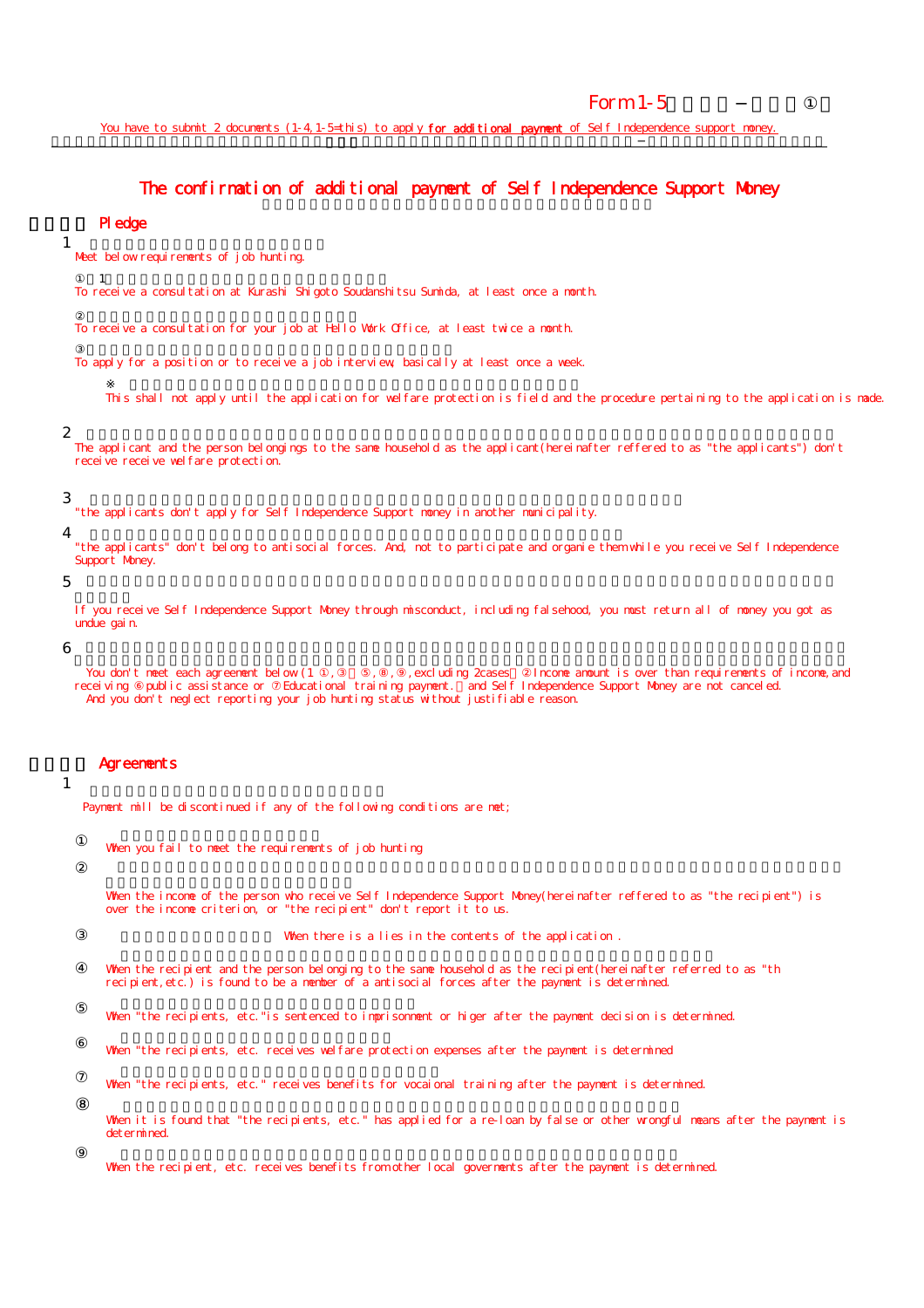Form 1-5 ①

You have to submit 2 documents (1-4,1-5=this) to apply **for additional payment** of Self Independence support money.

# The confirmation of additional payment of Self Independence Support Money

## Pledge

1 Meet below requirements of job hunting.

① 1 To receive a consultation at Kurashi Shigoto Soudanshitsu Sumida, at least once a month.

② To receive a consultation for your job at Hello Work Office, at least twice a month.

③ To apply for a position or to receive a job interview, basically at least once a week.

※ This shall not apply until the application for welfare protection is field and the procedure pertaining to the application is made.

2 The applicant and the person belongings to the same household as the applicant(hereinafter reffered to as "the applicants") don't receive receive welfare protection.

3 "the applicants don't apply for Self Independence Support money in another municipality.

4 "the applicants" don't belong to antisocial forces. And, not to participate and organie them while you receive Self Independence Support Money.

5 If you receive Self Independence Support Money through misconduct, including falsehood, you must return all of money you got as undue gain.

6 You don't meet each agreement below(1 ①,③ ～ ⑤,⑧,⑨,excluding 2cases ②Income amount is over than requirements of income,and receiving ⑥public assistance or ⑦Educational training payment. and Self Independence Support Money are not canceled. And you don't neglect reporting your job hunting status without justifiable reason.

## Agreements

1 Payment will be discontinued if any of the following conditions are met;

① When you fail to meet the requirements of job hunting

② When the income of the person who receive Self Independence Support Money(hereinafter reffered to as "the recipient") is over the income criterion, or "the recipient" don't report it to us.

③ When there is a lies in the contents of the application .

④ When the recipient and the person belonging to the same household as the recipient(hereinafter referred to as "th recipient,etc.) is found to be a member of a antisocial forces after the payment is determined.

⑤ When "the recipients, etc."is sentenced to imprisonment or higer after the payment decision is determined.

⑥ When "the recipients, etc. receives welfare protection expenses after the payment is determined

⑦ When "the recipients, etc." receives benefits for vocaional training after the payment is determined.

⑧ When it is found that "the recipients, etc." has applied for a re-loan by false or other wrongful means after the payment is determined.

⑨ When the recipient, etc. receives benefits from other local governments after the payment is determined.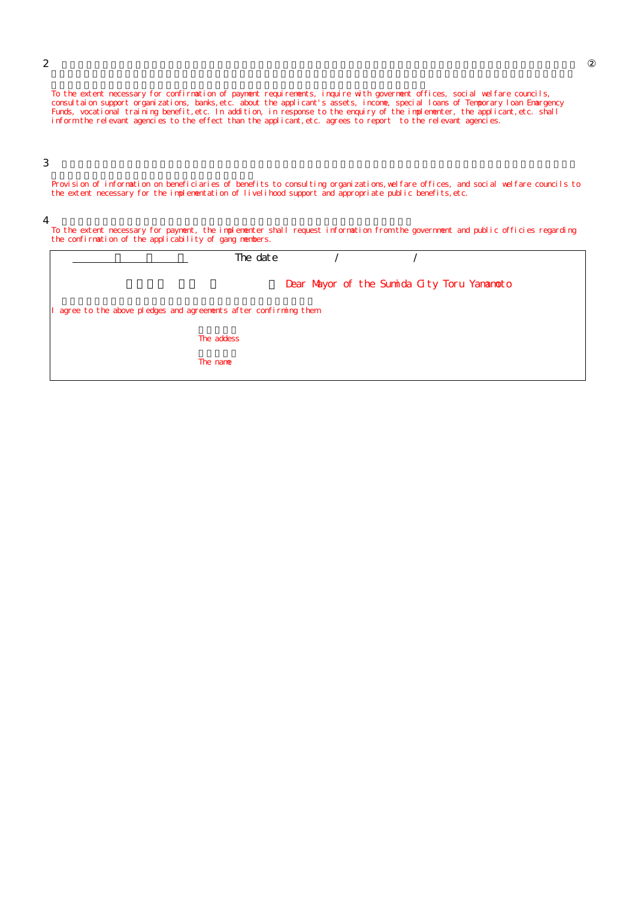2

To the extent necessary for confirmation of payment requirements, inquire with government offices, social welfare councils, consultaion support organizations, banks,etc. about the applicant's assets, income, special loans of Temporary loan Emargency Funds, vocational training benefit,etc. In addition, in response to the enquiry of the implementer, the applicant,etc. shall inform the relevant agencies to the effect than the applicant,etc. agrees to report to the relevant agencies.

②

3

Provision of information on beneficiaries of benefits to consulting organizations,welfare offices, and social welfare councils to the extent necessary for the implementation of livelihood support and appropriate public benefits,etc.

4

To the extent necessary for payment, the implementer shall request information from the government and public officies regarding the confirmation of the applicability of gang members.

| |
|---|
| The date　　　/　　　/ |
| Dear Mayor of the Sumida City Toru Yamamoto |
| I agree to the above pledges and agreements after confirming them |
| The addess |
| The name |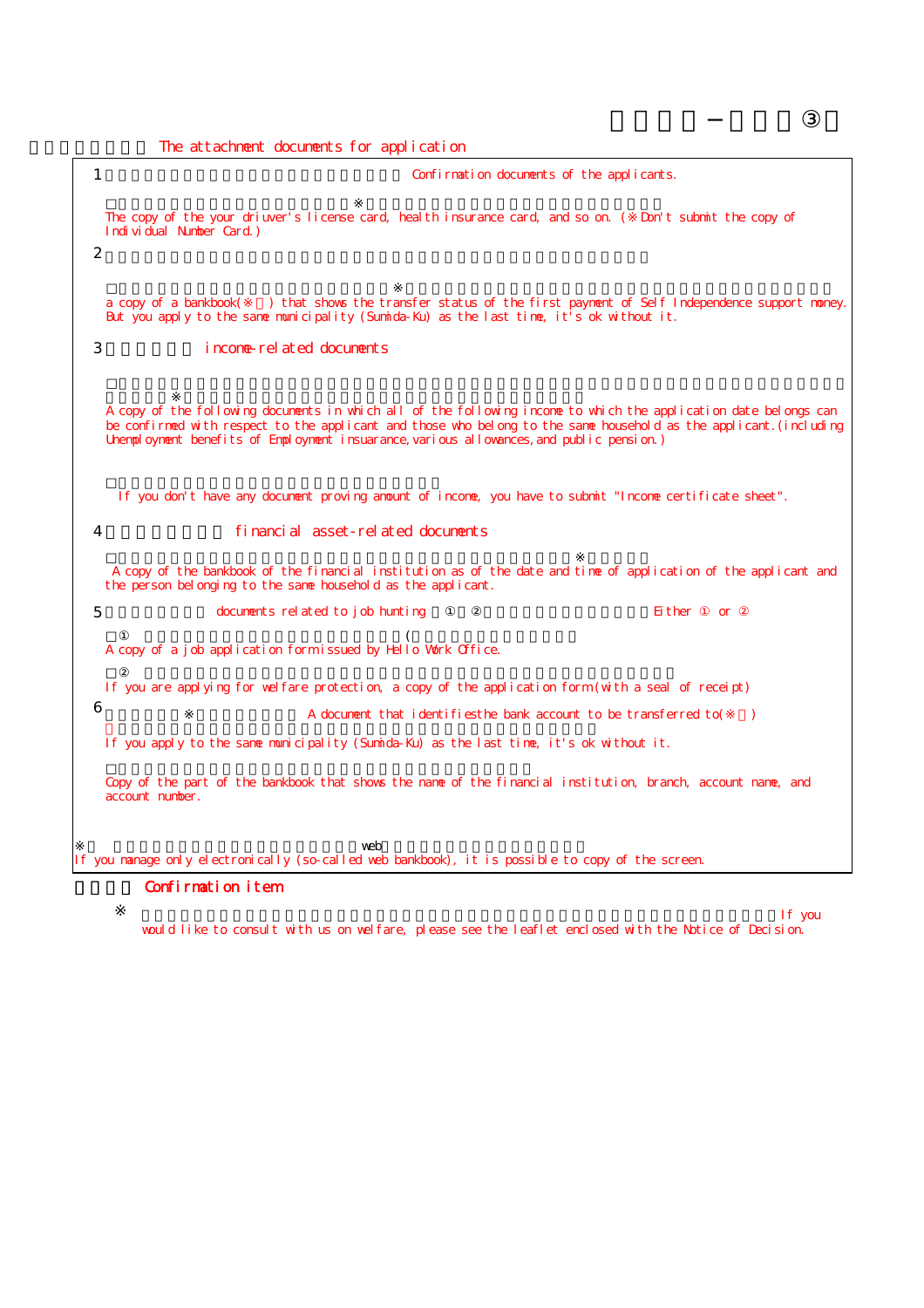The attachment documents for application

1 Confirmation documents of the applicants.

□ The copy of the your driuver's license card, health insurance card, and so on. (※Don't submit the copy of Individual Number Card.)

2

□ a copy of a bankbook(※ ) that shows the transfer status of the first payment of Self Independence support money. But you apply to the same municipality (Sumida-Ku) as the last time, it's ok without it.

3 income-related documents

□ ※ A copy of the following documents in which all of the following income to which the application date belongs can be confirmed with respect to the applicant and those who belong to the same household as the applicant.(including Unemployment benefits of Employment insuarance,various allowances,and public pension.)

□ If you don't have any document proving amount of income, you have to submit "Income certificate sheet".

4 financial asset-related documents

□ ※ A copy of the bankbook of the financial institution as of the date and time of application of the applicant and the person belonging to the same household as the applicant.

5 documents related to job hunting ① ② Either ① or ②

□① ( A copy of a job application form issued by Hello Work Office.

□② If you are applying for welfare protection, a copy of the application form (with a seal of receipt)

6 ※ A document that identifiesthe bank account to be transferred to(※ )

If you apply to the same municipality (Sumida-Ku) as the last time, it's ok without it.

□ Copy of the part of the bankbook that shows the name of the financial institution, branch, account name, and account number.

※ web If you manage only electronically (so-called web bankbook), it is possible to copy of the screen.

Confirmation item

※ If you would like to consult with us on welfare, please see the leaflet enclosed with the Notice of Decision.